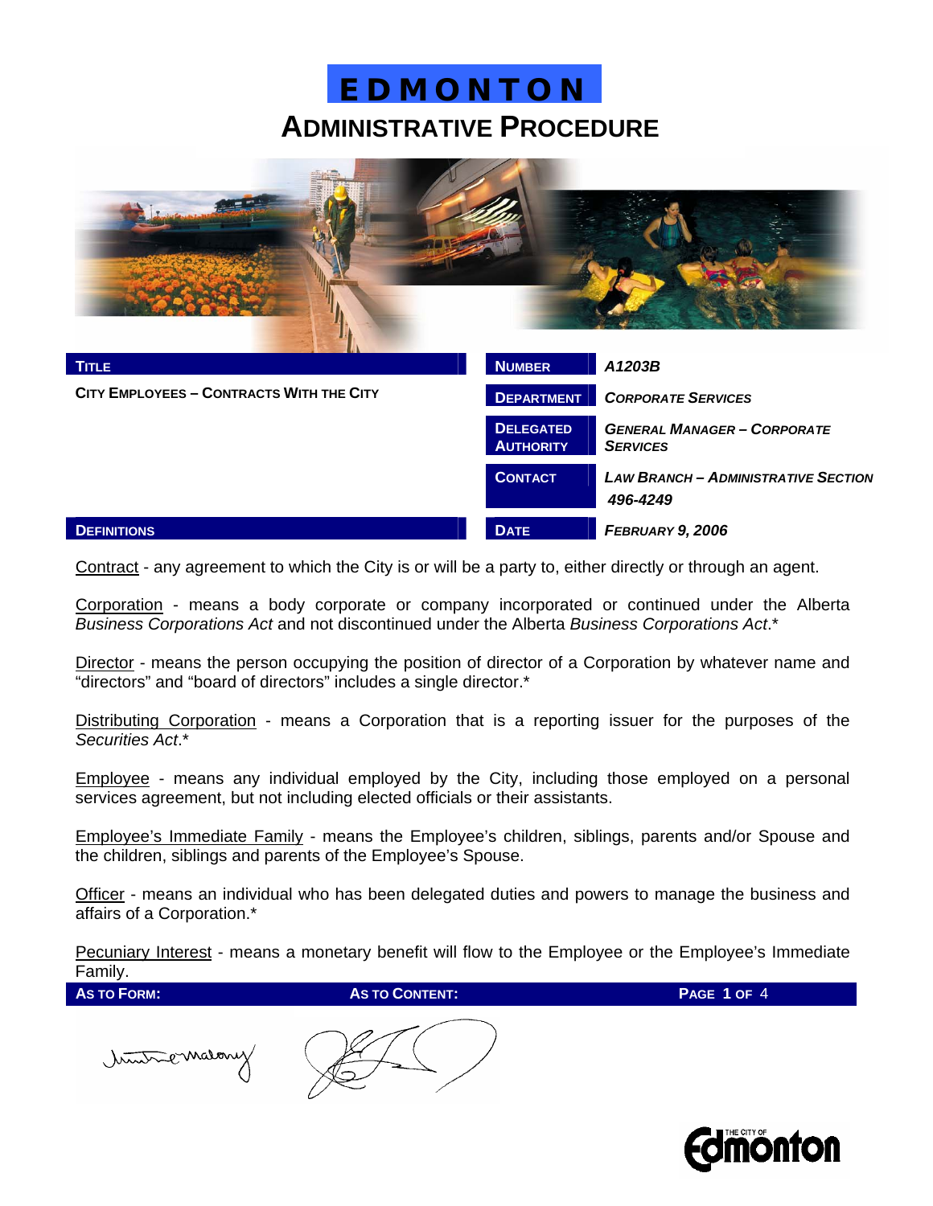# EDMONTON

## ADMINISTRATIVE PROCEDURE

| TITLE | NUMBER | A1203B |
|---|---|---|
| CITY EMPLOYEES – CONTRACTS WITH THE CITY | DEPARTMENT | *CORPORATE SERVICES* |
| | DELEGATED AUTHORITY | *GENERAL MANAGER – CORPORATE SERVICES* |
| | CONTACT | *LAW BRANCH – ADMINISTRATIVE SECTION 496-4249* |
| | DATE | *FEBRUARY 9, 2006* |

### DEFINITIONS

Contract - any agreement to which the City is or will be a party to, either directly or through an agent.

Corporation - means a body corporate or company incorporated or continued under the Alberta *Business Corporations Act* and not discontinued under the Alberta *Business Corporations Act*.*

Director - means the person occupying the position of director of a Corporation by whatever name and "directors" and "board of directors" includes a single director.*

Distributing Corporation - means a Corporation that is a reporting issuer for the purposes of the *Securities Act*.*

Employee - means any individual employed by the City, including those employed on a personal services agreement, but not including elected officials or their assistants.

Employee's Immediate Family - means the Employee's children, siblings, parents and/or Spouse and the children, siblings and parents of the Employee's Spouse.

Officer - means an individual who has been delegated duties and powers to manage the business and affairs of a Corporation.*

Pecuniary Interest - means a monetary benefit will flow to the Employee or the Employee's Immediate Family.

| AS TO FORM: | AS TO CONTENT: |
|---|---|
| [signature] | [signature] |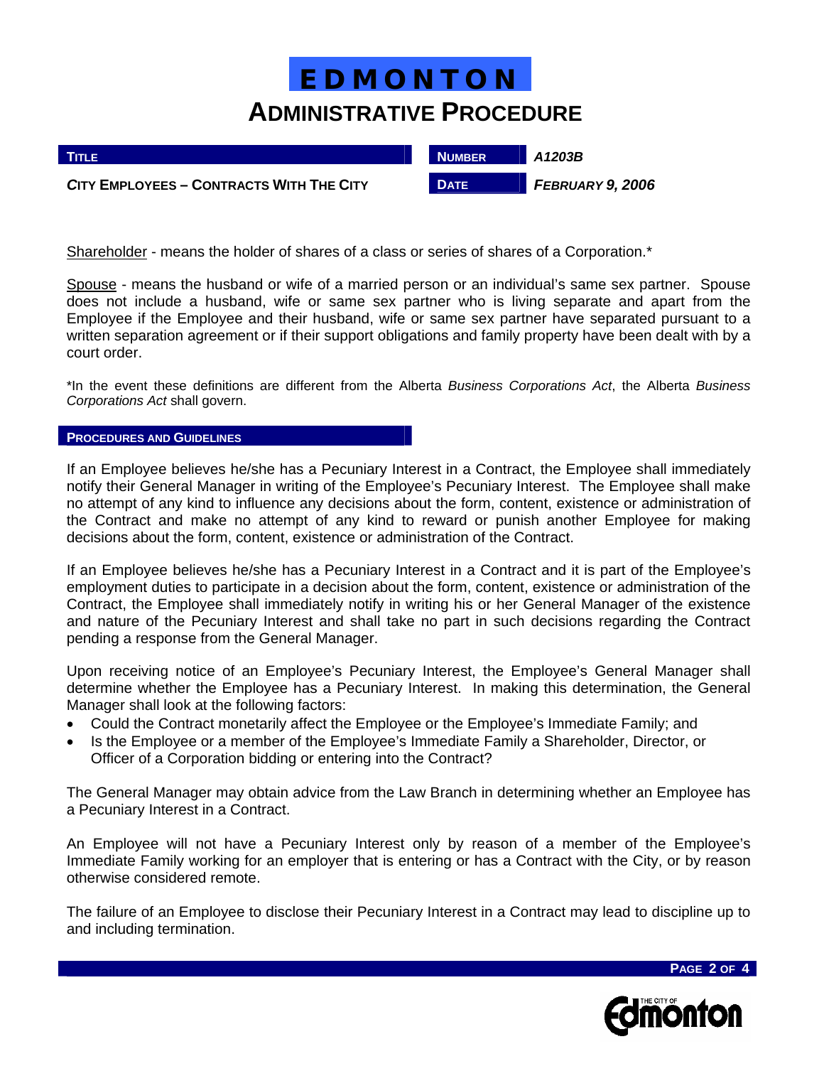Shareholder - means the holder of shares of a class or series of shares of a Corporation.*

Spouse - means the husband or wife of a married person or an individual's same sex partner. Spouse does not include a husband, wife or same sex partner who is living separate and apart from the Employee if the Employee and their husband, wife or same sex partner have separated pursuant to a written separation agreement or if their support obligations and family property have been dealt with by a court order.

*In the event these definitions are different from the Alberta *Business Corporations Act*, the Alberta *Business Corporations Act* shall govern.

## PROCEDURES AND GUIDELINES

If an Employee believes he/she has a Pecuniary Interest in a Contract, the Employee shall immediately notify their General Manager in writing of the Employee's Pecuniary Interest. The Employee shall make no attempt of any kind to influence any decisions about the form, content, existence or administration of the Contract and make no attempt of any kind to reward or punish another Employee for making decisions about the form, content, existence or administration of the Contract.

If an Employee believes he/she has a Pecuniary Interest in a Contract and it is part of the Employee's employment duties to participate in a decision about the form, content, existence or administration of the Contract, the Employee shall immediately notify in writing his or her General Manager of the existence and nature of the Pecuniary Interest and shall take no part in such decisions regarding the Contract pending a response from the General Manager.

Upon receiving notice of an Employee's Pecuniary Interest, the Employee's General Manager shall determine whether the Employee has a Pecuniary Interest. In making this determination, the General Manager shall look at the following factors:

- Could the Contract monetarily affect the Employee or the Employee's Immediate Family; and
- Is the Employee or a member of the Employee's Immediate Family a Shareholder, Director, or Officer of a Corporation bidding or entering into the Contract?

The General Manager may obtain advice from the Law Branch in determining whether an Employee has a Pecuniary Interest in a Contract.

An Employee will not have a Pecuniary Interest only by reason of a member of the Employee's Immediate Family working for an employer that is entering or has a Contract with the City, or by reason otherwise considered remote.

The failure of an Employee to disclose their Pecuniary Interest in a Contract may lead to discipline up to and including termination.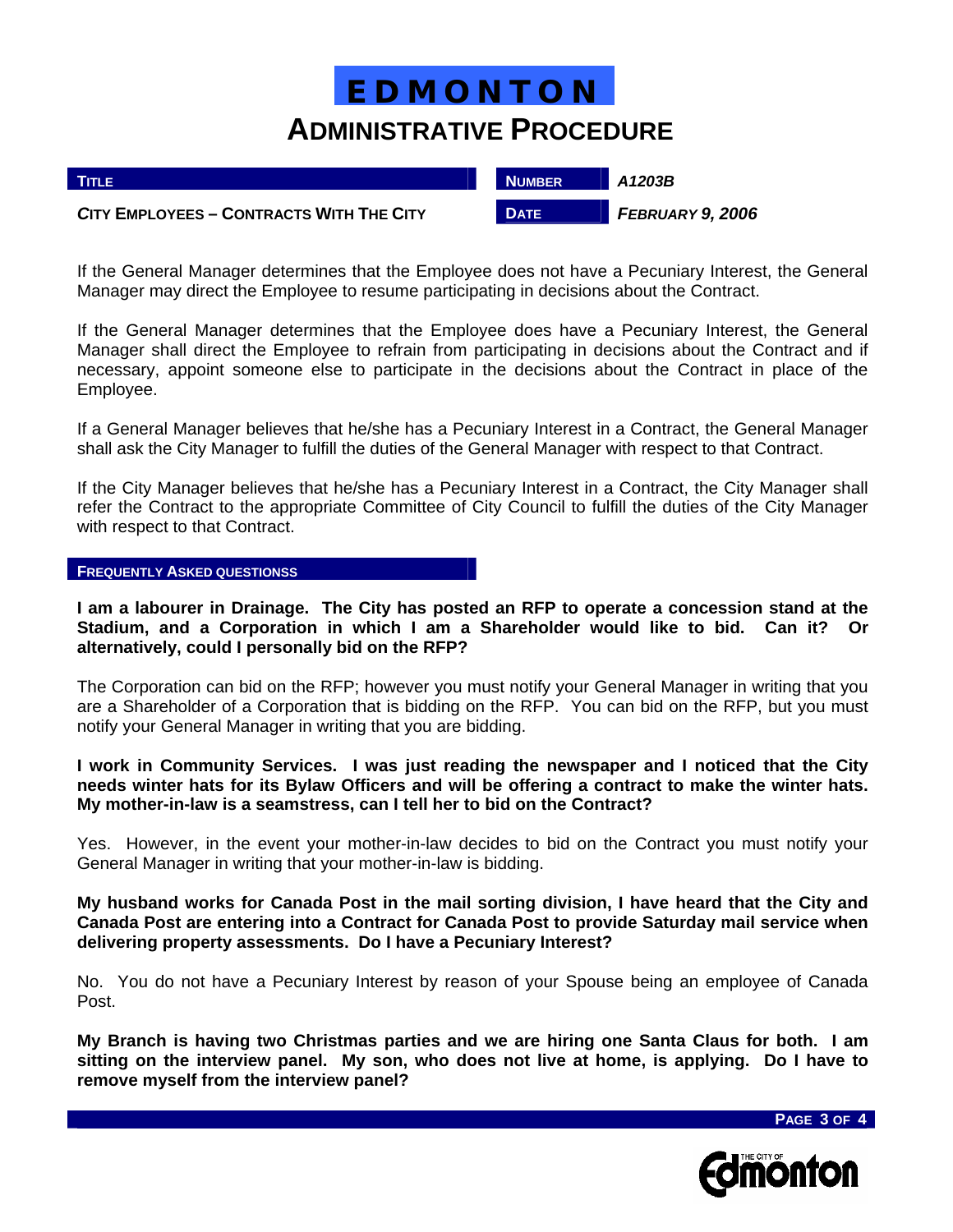If the General Manager determines that the Employee does not have a Pecuniary Interest, the General Manager may direct the Employee to resume participating in decisions about the Contract.

If the General Manager determines that the Employee does have a Pecuniary Interest, the General Manager shall direct the Employee to refrain from participating in decisions about the Contract and if necessary, appoint someone else to participate in the decisions about the Contract in place of the Employee.

If a General Manager believes that he/she has a Pecuniary Interest in a Contract, the General Manager shall ask the City Manager to fulfill the duties of the General Manager with respect to that Contract.

If the City Manager believes that he/she has a Pecuniary Interest in a Contract, the City Manager shall refer the Contract to the appropriate Committee of City Council to fulfill the duties of the City Manager with respect to that Contract.

## FREQUENTLY ASKED QUESTIONSS

**I am a labourer in Drainage. The City has posted an RFP to operate a concession stand at the Stadium, and a Corporation in which I am a Shareholder would like to bid. Can it? Or alternatively, could I personally bid on the RFP?**

The Corporation can bid on the RFP; however you must notify your General Manager in writing that you are a Shareholder of a Corporation that is bidding on the RFP. You can bid on the RFP, but you must notify your General Manager in writing that you are bidding.

**I work in Community Services. I was just reading the newspaper and I noticed that the City needs winter hats for its Bylaw Officers and will be offering a contract to make the winter hats. My mother-in-law is a seamstress, can I tell her to bid on the Contract?**

Yes. However, in the event your mother-in-law decides to bid on the Contract you must notify your General Manager in writing that your mother-in-law is bidding.

**My husband works for Canada Post in the mail sorting division, I have heard that the City and Canada Post are entering into a Contract for Canada Post to provide Saturday mail service when delivering property assessments. Do I have a Pecuniary Interest?**

No. You do not have a Pecuniary Interest by reason of your Spouse being an employee of Canada Post.

**My Branch is having two Christmas parties and we are hiring one Santa Claus for both. I am sitting on the interview panel. My son, who does not live at home, is applying. Do I have to remove myself from the interview panel?**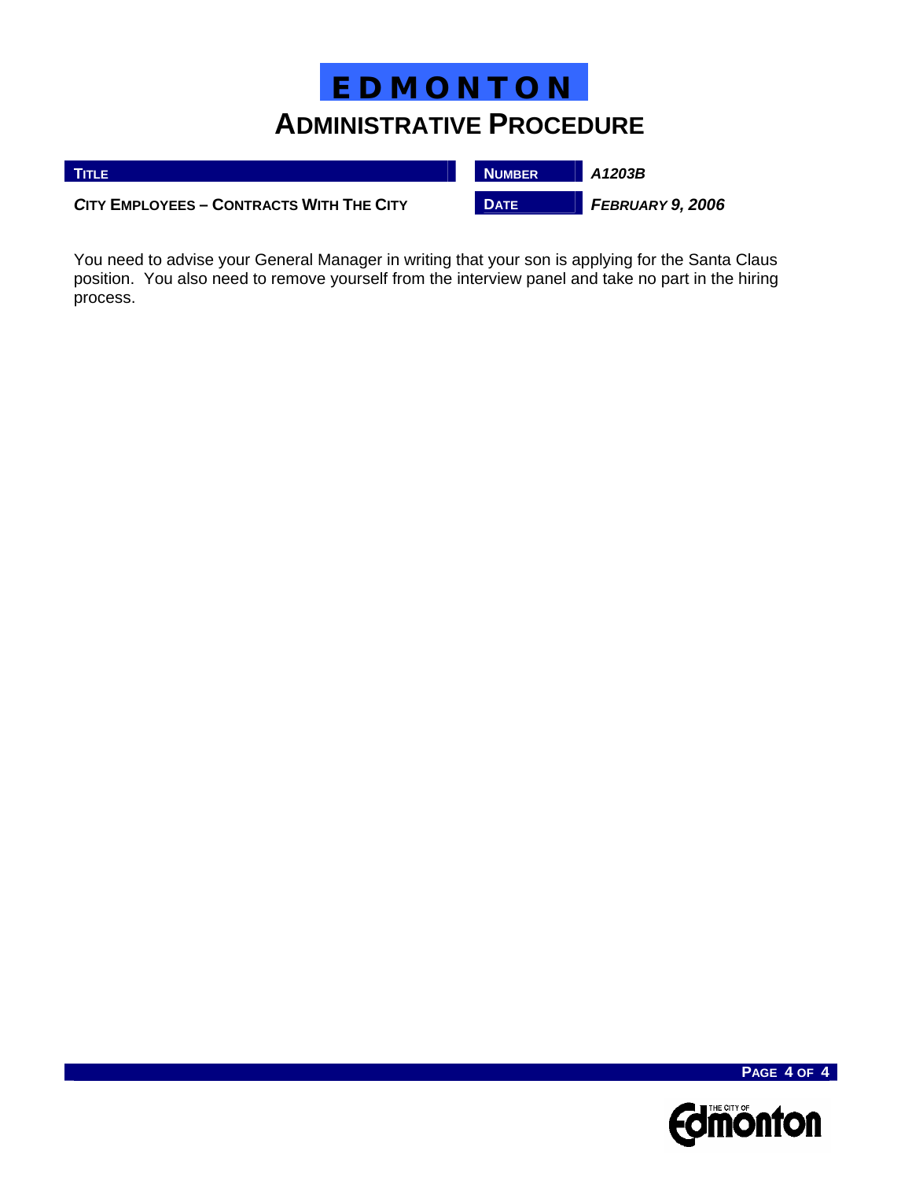You need to advise your General Manager in writing that your son is applying for the Santa Claus position. You also need to remove yourself from the interview panel and take no part in the hiring process.